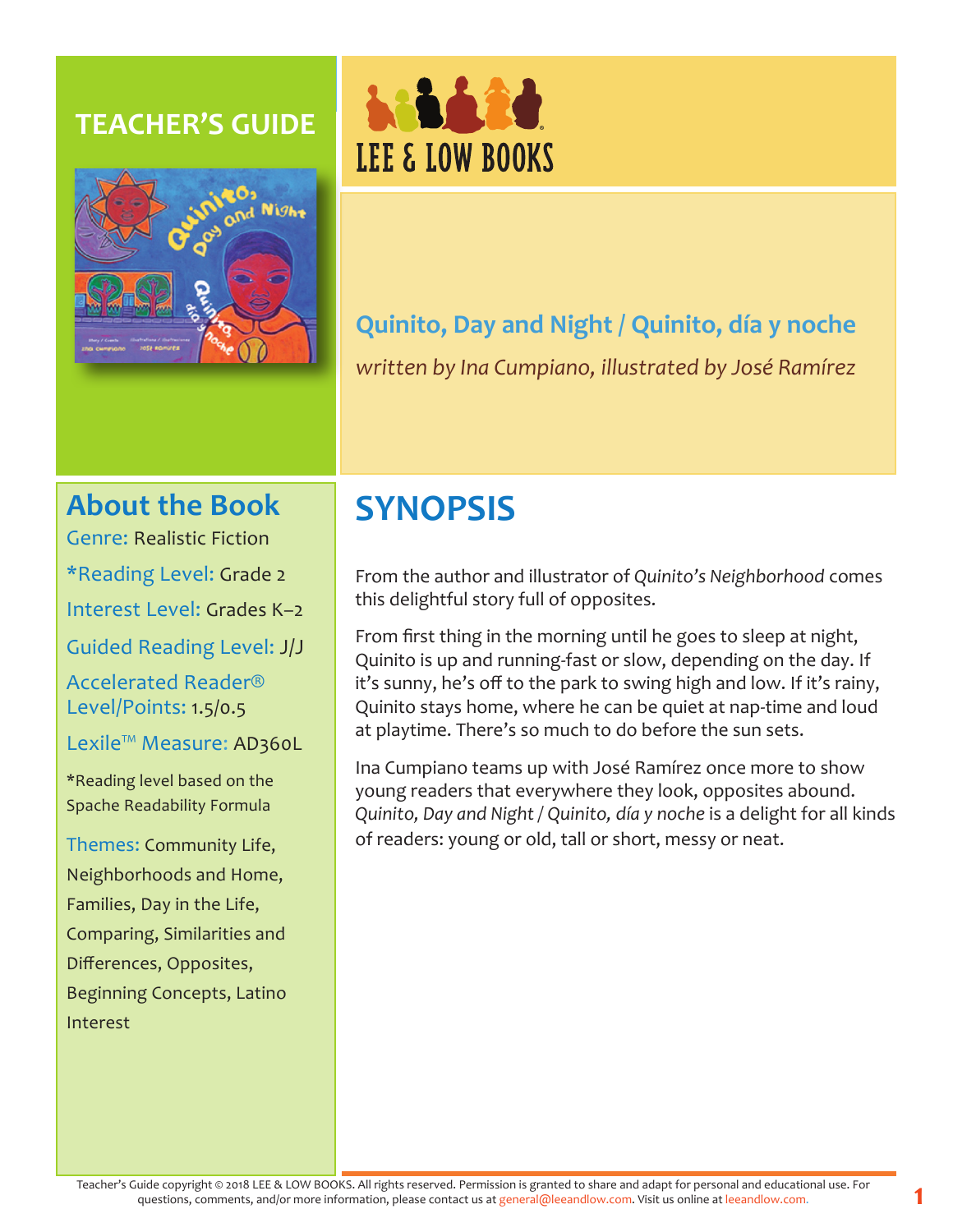# TEACHER'S GUIDE

LEE & LOW BOOKS

## Quinito, Day and Night / Quinito, día y noche

*written by Ina Cumpiano, illustrated by José Ramírez*

## About the Book

Genre: Realistic Fiction

*Reading Level: Grade 2

Interest Level: Grades K–2

Guided Reading Level: J/J

Accelerated Reader® Level/Points: 1.5/0.5

Lexile™ Measure: AD360L

*Reading level based on the Spache Readability Formula

Themes: Community Life, Neighborhoods and Home, Families, Day in the Life, Comparing, Similarities and Differences, Opposites, Beginning Concepts, Latino Interest

## SYNOPSIS

From the author and illustrator of *Quinito's Neighborhood* comes this delightful story full of opposites.

From first thing in the morning until he goes to sleep at night, Quinito is up and running-fast or slow, depending on the day. If it's sunny, he's off to the park to swing high and low. If it's rainy, Quinito stays home, where he can be quiet at nap-time and loud at playtime. There's so much to do before the sun sets.

Ina Cumpiano teams up with José Ramírez once more to show young readers that everywhere they look, opposites abound. *Quinito, Day and Night / Quinito, día y noche* is a delight for all kinds of readers: young or old, tall or short, messy or neat.

Teacher's Guide copyright © 2018 LEE & LOW BOOKS. All rights reserved. Permission is granted to share and adapt for personal and educational use. For questions, comments, and/or more information, please contact us at general@leeandlow.com. Visit us online at leeandlow.com.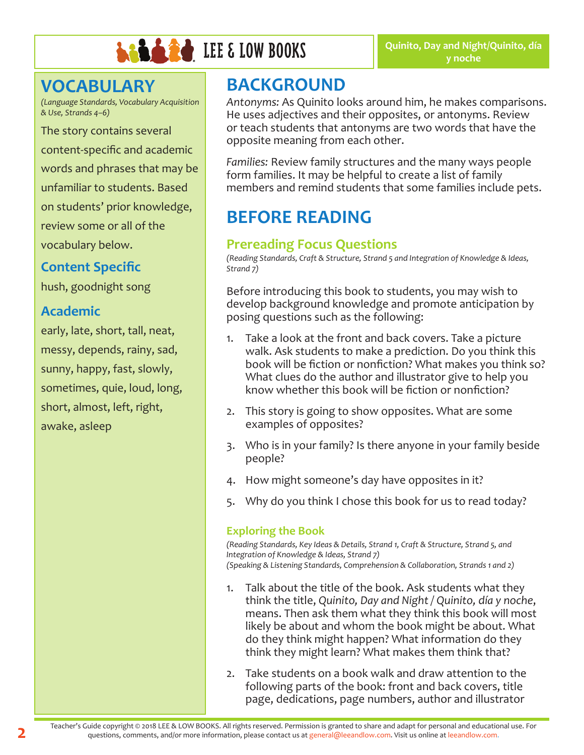## VOCABULARY

*(Language Standards, Vocabulary Acquisition & Use, Strands 4–6)*

The story contains several content-specific and academic words and phrases that may be unfamiliar to students. Based on students' prior knowledge, review some or all of the vocabulary below.

### Content Specific

hush, goodnight song

### Academic

early, late, short, tall, neat, messy, depends, rainy, sad, sunny, happy, fast, slowly, sometimes, quie, loud, long, short, almost, left, right, awake, asleep

## BACKGROUND

*Antonyms:* As Quinito looks around him, he makes comparisons. He uses adjectives and their opposites, or antonyms. Review or teach students that antonyms are two words that have the opposite meaning from each other.

*Families:* Review family structures and the many ways people form families. It may be helpful to create a list of family members and remind students that some families include pets.

## BEFORE READING

### Prereading Focus Questions

*(Reading Standards, Craft & Structure, Strand 5 and Integration of Knowledge & Ideas, Strand 7)*

Before introducing this book to students, you may wish to develop background knowledge and promote anticipation by posing questions such as the following:

1. Take a look at the front and back covers. Take a picture walk. Ask students to make a prediction. Do you think this book will be fiction or nonfiction? What makes you think so? What clues do the author and illustrator give to help you know whether this book will be fiction or nonfiction?
2. This story is going to show opposites. What are some examples of opposites?
3. Who is in your family? Is there anyone in your family beside people?
4. How might someone's day have opposites in it?
5. Why do you think I chose this book for us to read today?

#### Exploring the Book

*(Reading Standards, Key Ideas & Details, Strand 1, Craft & Structure, Strand 5, and Integration of Knowledge & Ideas, Strand 7)*
*(Speaking & Listening Standards, Comprehension & Collaboration, Strands 1 and 2)*

1. Talk about the title of the book. Ask students what they think the title, *Quinito, Day and Night / Quinito, día y noche*, means. Then ask them what they think this book will most likely be about and whom the book might be about. What do they think might happen? What information do they think they might learn? What makes them think that?
2. Take students on a book walk and draw attention to the following parts of the book: front and back covers, title page, dedications, page numbers, author and illustrator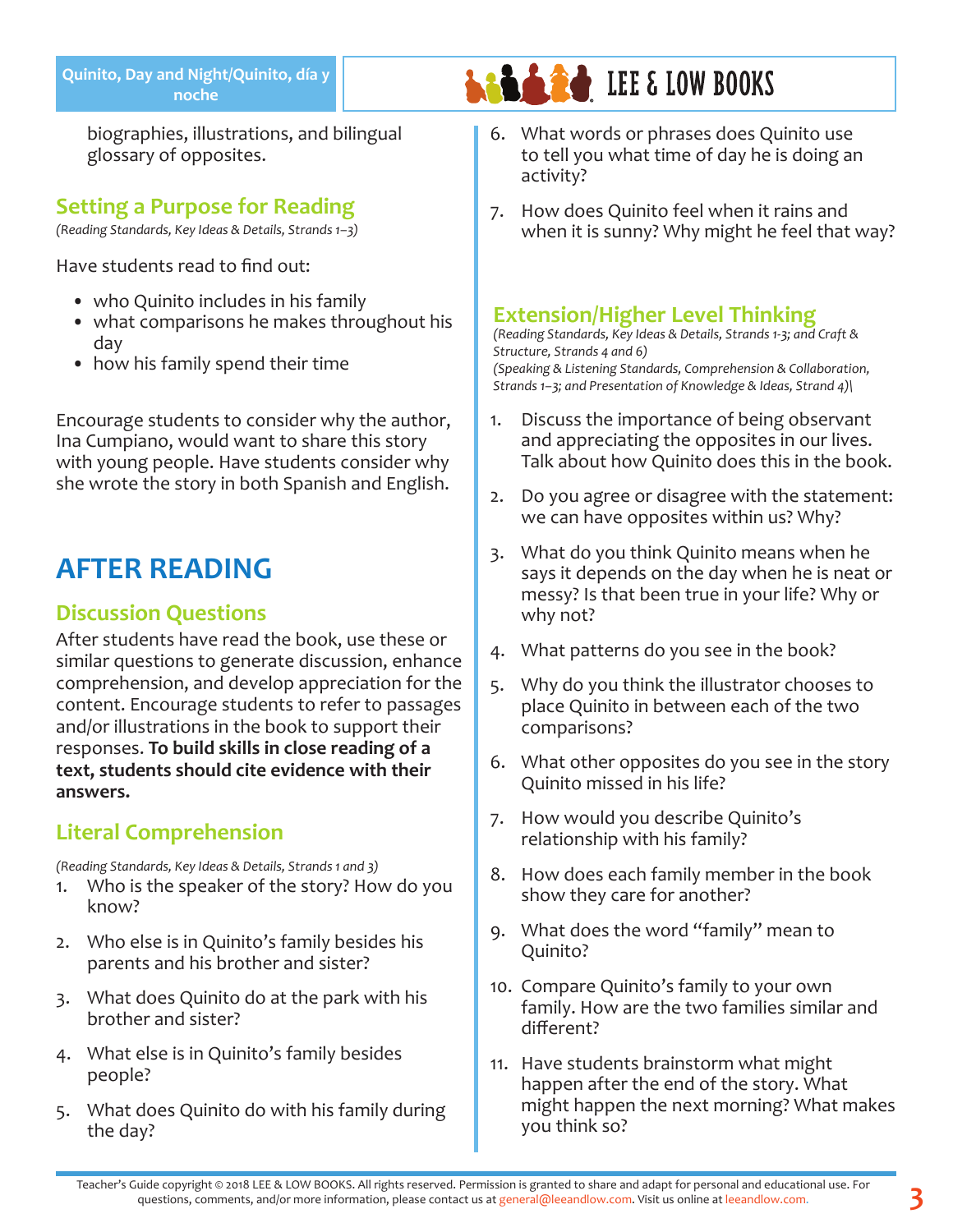biographies, illustrations, and bilingual glossary of opposites.

## Setting a Purpose for Reading

*(Reading Standards, Key Ideas & Details, Strands 1–3)*

Have students read to find out:

- who Quinito includes in his family
- what comparisons he makes throughout his day
- how his family spend their time

Encourage students to consider why the author, Ina Cumpiano, would want to share this story with young people. Have students consider why she wrote the story in both Spanish and English.

# AFTER READING

## Discussion Questions

After students have read the book, use these or similar questions to generate discussion, enhance comprehension, and develop appreciation for the content. Encourage students to refer to passages and/or illustrations in the book to support their responses. **To build skills in close reading of a text, students should cite evidence with their answers.**

## Literal Comprehension

*(Reading Standards, Key Ideas & Details, Strands 1 and 3)*

1. Who is the speaker of the story? How do you know?
2. Who else is in Quinito's family besides his parents and his brother and sister?
3. What does Quinito do at the park with his brother and sister?
4. What else is in Quinito's family besides people?
5. What does Quinito do with his family during the day?
6. What words or phrases does Quinito use to tell you what time of day he is doing an activity?
7. How does Quinito feel when it rains and when it is sunny? Why might he feel that way?

## Extension/Higher Level Thinking

*(Reading Standards, Key Ideas & Details, Strands 1-3; and Craft & Structure, Strands 4 and 6)*
*(Speaking & Listening Standards, Comprehension & Collaboration, Strands 1–3; and Presentation of Knowledge & Ideas, Strand 4)\*

1. Discuss the importance of being observant and appreciating the opposites in our lives. Talk about how Quinito does this in the book.
2. Do you agree or disagree with the statement: we can have opposites within us? Why?
3. What do you think Quinito means when he says it depends on the day when he is neat or messy? Is that been true in your life? Why or why not?
4. What patterns do you see in the book?
5. Why do you think the illustrator chooses to place Quinito in between each of the two comparisons?
6. What other opposites do you see in the story Quinito missed in his life?
7. How would you describe Quinito's relationship with his family?
8. How does each family member in the book show they care for another?
9. What does the word "family" mean to Quinito?
10. Compare Quinito's family to your own family. How are the two families similar and different?
11. Have students brainstorm what might happen after the end of the story. What might happen the next morning? What makes you think so?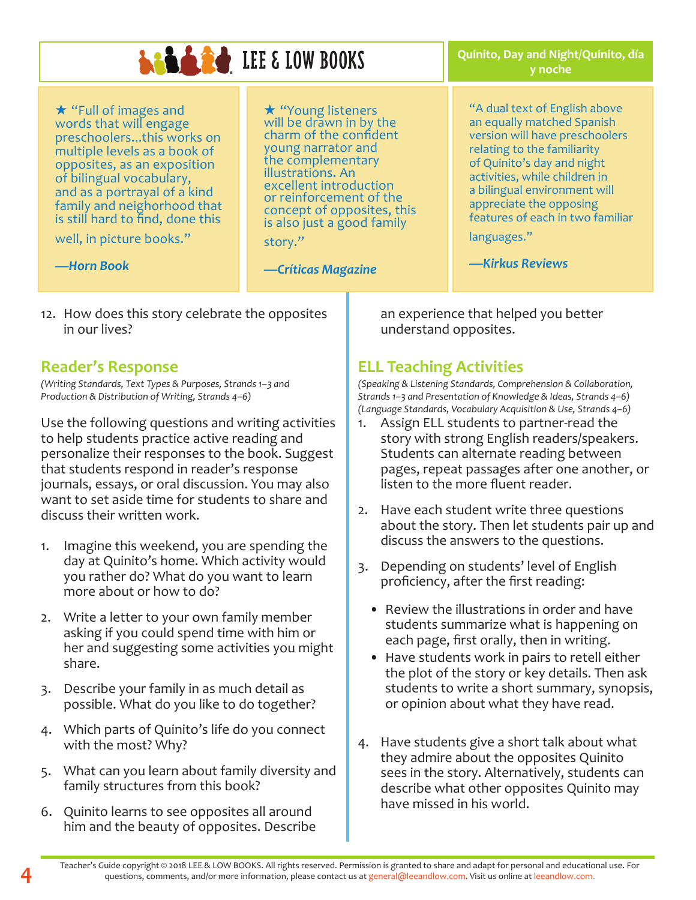★ "Full of images and words that will engage preschoolers...this works on multiple levels as a book of opposites, as an exposition of bilingual vocabulary, and as a portrayal of a kind family and neighborhood that is still hard to find, done this well, in picture books."

***—Horn Book***

★ "Young listeners will be drawn in by the charm of the confident young narrator and the complementary illustrations. An excellent introduction or reinforcement of the concept of opposites, this is also just a good family story."

***—Críticas Magazine***

"A dual text of English above an equally matched Spanish version will have preschoolers relating to the familiarity of Quinito's day and night activities, while children in a bilingual environment will appreciate the opposing features of each in two familiar languages."

***—Kirkus Reviews***

12. How does this story celebrate the opposites in our lives?

## Reader's Response

*(Writing Standards, Text Types & Purposes, Strands 1–3 and Production & Distribution of Writing, Strands 4–6)*

Use the following questions and writing activities to help students practice active reading and personalize their responses to the book. Suggest that students respond in reader's response journals, essays, or oral discussion. You may also want to set aside time for students to share and discuss their written work.

1. Imagine this weekend, you are spending the day at Quinito's home. Which activity would you rather do? What do you want to learn more about or how to do?
2. Write a letter to your own family member asking if you could spend time with him or her and suggesting some activities you might share.
3. Describe your family in as much detail as possible. What do you like to do together?
4. Which parts of Quinito's life do you connect with the most? Why?
5. What can you learn about family diversity and family structures from this book?
6. Quinito learns to see opposites all around him and the beauty of opposites. Describe an experience that helped you better understand opposites.

## ELL Teaching Activities

*(Speaking & Listening Standards, Comprehension & Collaboration, Strands 1–3 and Presentation of Knowledge & Ideas, Strands 4–6) (Language Standards, Vocabulary Acquisition & Use, Strands 4–6)*

1. Assign ELL students to partner-read the story with strong English readers/speakers. Students can alternate reading between pages, repeat passages after one another, or listen to the more fluent reader.
2. Have each student write three questions about the story. Then let students pair up and discuss the answers to the questions.
3. Depending on students' level of English proficiency, after the first reading:
   - Review the illustrations in order and have students summarize what is happening on each page, first orally, then in writing.
   - Have students work in pairs to retell either the plot of the story or key details. Then ask students to write a short summary, synopsis, or opinion about what they have read.
4. Have students give a short talk about what they admire about the opposites Quinito sees in the story. Alternatively, students can describe what other opposites Quinito may have missed in his world.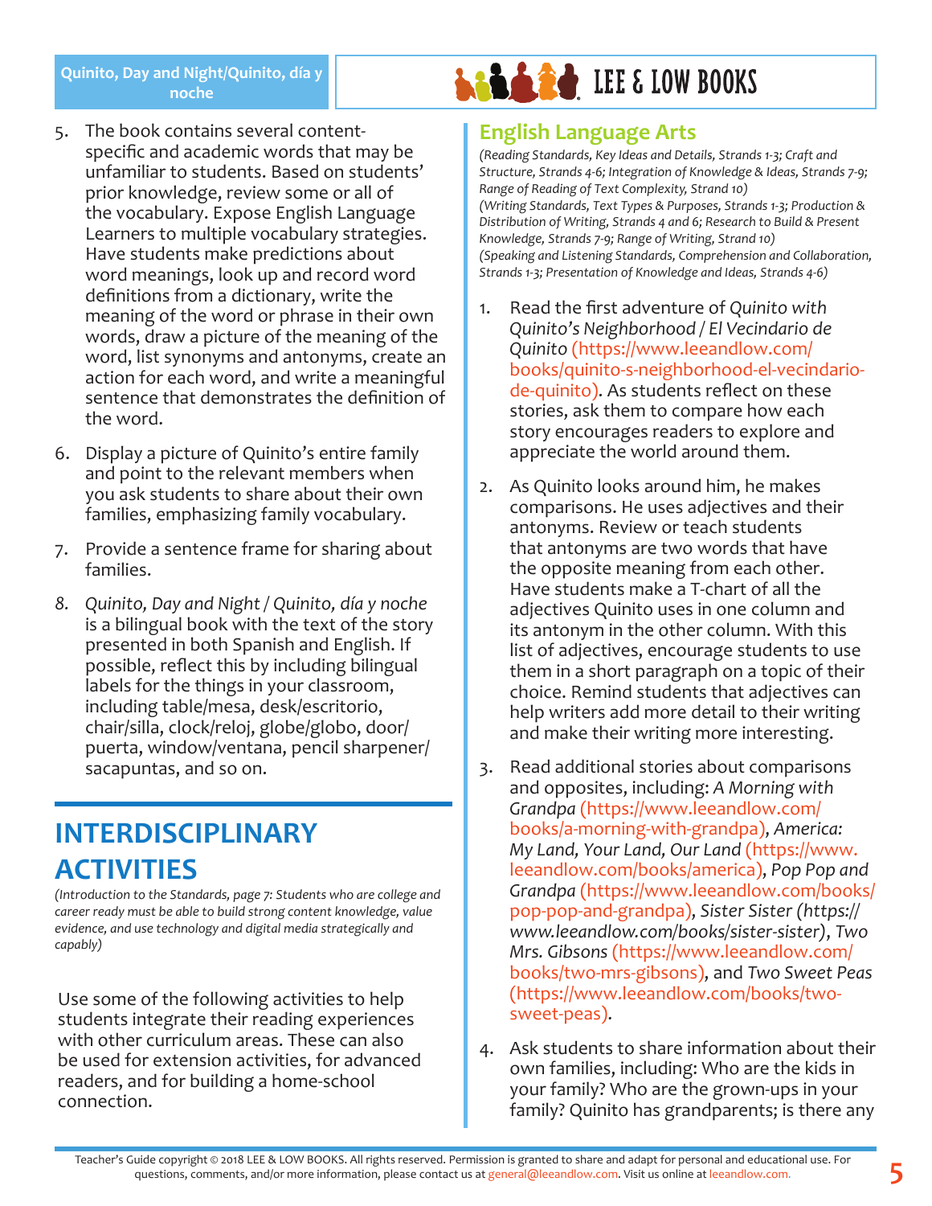5. The book contains several content-specific and academic words that may be unfamiliar to students. Based on students' prior knowledge, review some or all of the vocabulary. Expose English Language Learners to multiple vocabulary strategies. Have students make predictions about word meanings, look up and record word definitions from a dictionary, write the meaning of the word or phrase in their own words, draw a picture of the meaning of the word, list synonyms and antonyms, create an action for each word, and write a meaningful sentence that demonstrates the definition of the word.

6. Display a picture of Quinito's entire family and point to the relevant members when you ask students to share about their own families, emphasizing family vocabulary.

7. Provide a sentence frame for sharing about families.

8. *Quinito, Day and Night / Quinito, día y noche* is a bilingual book with the text of the story presented in both Spanish and English. If possible, reflect this by including bilingual labels for the things in your classroom, including table/mesa, desk/escritorio, chair/silla, clock/reloj, globe/globo, door/puerta, window/ventana, pencil sharpener/sacapuntas, and so on.

## INTERDISCIPLINARY ACTIVITIES

*(Introduction to the Standards, page 7: Students who are college and career ready must be able to build strong content knowledge, value evidence, and use technology and digital media strategically and capably)*

Use some of the following activities to help students integrate their reading experiences with other curriculum areas. These can also be used for extension activities, for advanced readers, and for building a home-school connection.

### English Language Arts

*(Reading Standards, Key Ideas and Details, Strands 1-3; Craft and Structure, Strands 4-6; Integration of Knowledge & Ideas, Strands 7-9; Range of Reading of Text Complexity, Strand 10)*
*(Writing Standards, Text Types & Purposes, Strands 1-3; Production & Distribution of Writing, Strands 4 and 6; Research to Build & Present Knowledge, Strands 7-9; Range of Writing, Strand 10)*
*(Speaking and Listening Standards, Comprehension and Collaboration, Strands 1-3; Presentation of Knowledge and Ideas, Strands 4-6)*

1. Read the first adventure of *Quinito with Quinito's Neighborhood / El Vecindario de Quinito* (https://www.leeandlow.com/books/quinito-s-neighborhood-el-vecindario-de-quinito). As students reflect on these stories, ask them to compare how each story encourages readers to explore and appreciate the world around them.

2. As Quinito looks around him, he makes comparisons. He uses adjectives and their antonyms. Review or teach students that antonyms are two words that have the opposite meaning from each other. Have students make a T-chart of all the adjectives Quinito uses in one column and its antonym in the other column. With this list of adjectives, encourage students to use them in a short paragraph on a topic of their choice. Remind students that adjectives can help writers add more detail to their writing and make their writing more interesting.

3. Read additional stories about comparisons and opposites, including: *A Morning with Grandpa* (https://www.leeandlow.com/books/a-morning-with-grandpa), *America: My Land, Your Land, Our Land* (https://www.leeandlow.com/books/america), *Pop Pop and Grandpa* (https://www.leeandlow.com/books/pop-pop-and-grandpa), *Sister Sister (https://www.leeandlow.com/books/sister-sister)*, *Two Mrs. Gibsons* (https://www.leeandlow.com/books/two-mrs-gibsons), and *Two Sweet Peas* (https://www.leeandlow.com/books/two-sweet-peas).

4. Ask students to share information about their own families, including: Who are the kids in your family? Who are the grown-ups in your family? Quinito has grandparents; is there any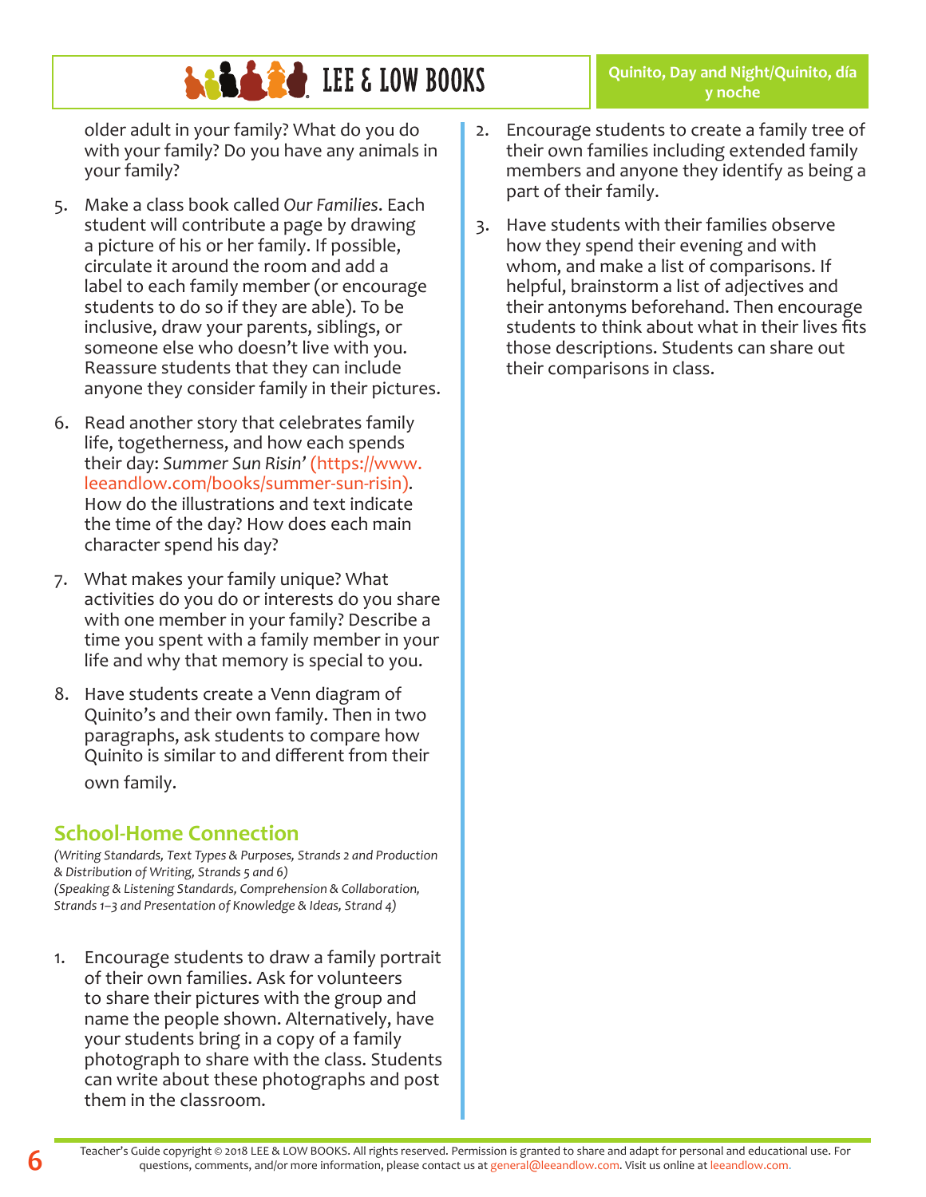older adult in your family? What do you do with your family? Do you have any animals in your family?

5. Make a class book called *Our Families*. Each student will contribute a page by drawing a picture of his or her family. If possible, circulate it around the room and add a label to each family member (or encourage students to do so if they are able). To be inclusive, draw your parents, siblings, or someone else who doesn't live with you. Reassure students that they can include anyone they consider family in their pictures.

6. Read another story that celebrates family life, togetherness, and how each spends their day: *Summer Sun Risin'* (https://www.leeandlow.com/books/summer-sun-risin). How do the illustrations and text indicate the time of the day? How does each main character spend his day?

7. What makes your family unique? What activities do you do or interests do you share with one member in your family? Describe a time you spent with a family member in your life and why that memory is special to you.

8. Have students create a Venn diagram of Quinito's and their own family. Then in two paragraphs, ask students to compare how Quinito is similar to and different from their own family.

## School-Home Connection

*(Writing Standards, Text Types & Purposes, Strands 2 and Production & Distribution of Writing, Strands 5 and 6)*
*(Speaking & Listening Standards, Comprehension & Collaboration, Strands 1–3 and Presentation of Knowledge & Ideas, Strand 4)*

1. Encourage students to draw a family portrait of their own families. Ask for volunteers to share their pictures with the group and name the people shown. Alternatively, have your students bring in a copy of a family photograph to share with the class. Students can write about these photographs and post them in the classroom.

2. Encourage students to create a family tree of their own families including extended family members and anyone they identify as being a part of their family.

3. Have students with their families observe how they spend their evening and with whom, and make a list of comparisons. If helpful, brainstorm a list of adjectives and their antonyms beforehand. Then encourage students to think about what in their lives fits those descriptions. Students can share out their comparisons in class.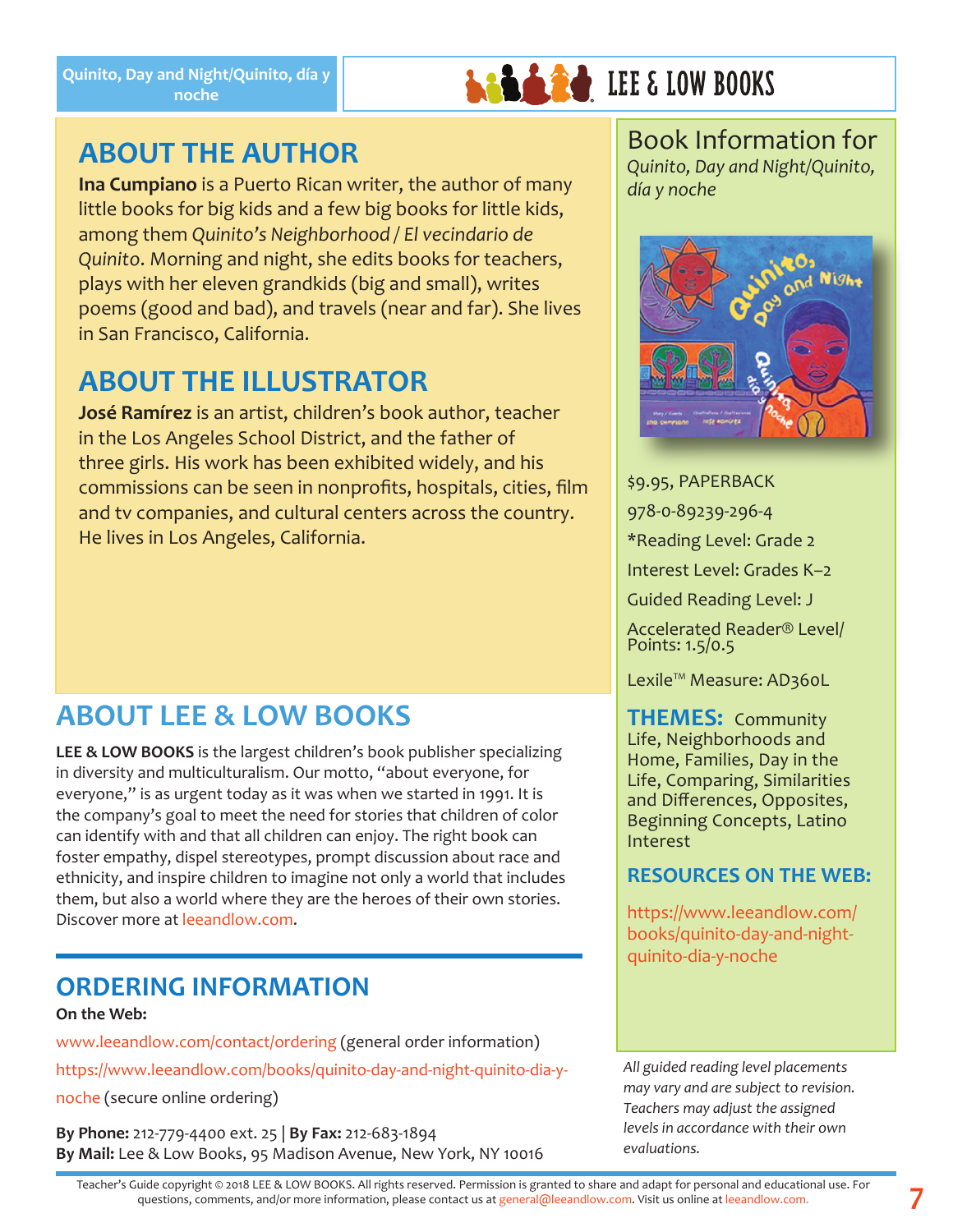## ABOUT THE AUTHOR

**Ina Cumpiano** is a Puerto Rican writer, the author of many little books for big kids and a few big books for little kids, among them *Quinito's Neighborhood / El vecindario de Quinito*. Morning and night, she edits books for teachers, plays with her eleven grandkids (big and small), writes poems (good and bad), and travels (near and far). She lives in San Francisco, California.

## ABOUT THE ILLUSTRATOR

**José Ramírez** is an artist, children's book author, teacher in the Los Angeles School District, and the father of three girls. His work has been exhibited widely, and his commissions can be seen in nonprofits, hospitals, cities, film and tv companies, and cultural centers across the country. He lives in Los Angeles, California.

## ABOUT LEE & LOW BOOKS

**LEE & LOW BOOKS** is the largest children's book publisher specializing in diversity and multiculturalism. Our motto, "about everyone, for everyone," is as urgent today as it was when we started in 1991. It is the company's goal to meet the need for stories that children of color can identify with and that all children can enjoy. The right book can foster empathy, dispel stereotypes, prompt discussion about race and ethnicity, and inspire children to imagine not only a world that includes them, but also a world where they are the heroes of their own stories. Discover more at leeandlow.com.

## ORDERING INFORMATION

**On the Web:**

www.leeandlow.com/contact/ordering (general order information)

https://www.leeandlow.com/books/quinito-day-and-night-quinito-dia-y-noche (secure online ordering)

**By Phone:** 212-779-4400 ext. 25 | **By Fax:** 212-683-1894
**By Mail:** Lee & Low Books, 95 Madison Avenue, New York, NY 10016

## Book Information for

*Quinito, Day and Night/Quinito, día y noche*

$9.95, PAPERBACK

978-0-89239-296-4

*Reading Level: Grade 2

Interest Level: Grades K–2

Guided Reading Level: J

Accelerated Reader® Level/ Points: 1.5/0.5

Lexile™ Measure: AD360L

**THEMES:** Community Life, Neighborhoods and Home, Families, Day in the Life, Comparing, Similarities and Differences, Opposites, Beginning Concepts, Latino Interest

**RESOURCES ON THE WEB:**

https://www.leeandlow.com/books/quinito-day-and-night-quinito-dia-y-noche

*All guided reading level placements may vary and are subject to revision. Teachers may adjust the assigned levels in accordance with their own evaluations.*

Teacher's Guide copyright © 2018 LEE & LOW BOOKS. All rights reserved. Permission is granted to share and adapt for personal and educational use. For questions, comments, and/or more information, please contact us at general@leeandlow.com. Visit us online at leeandlow.com.